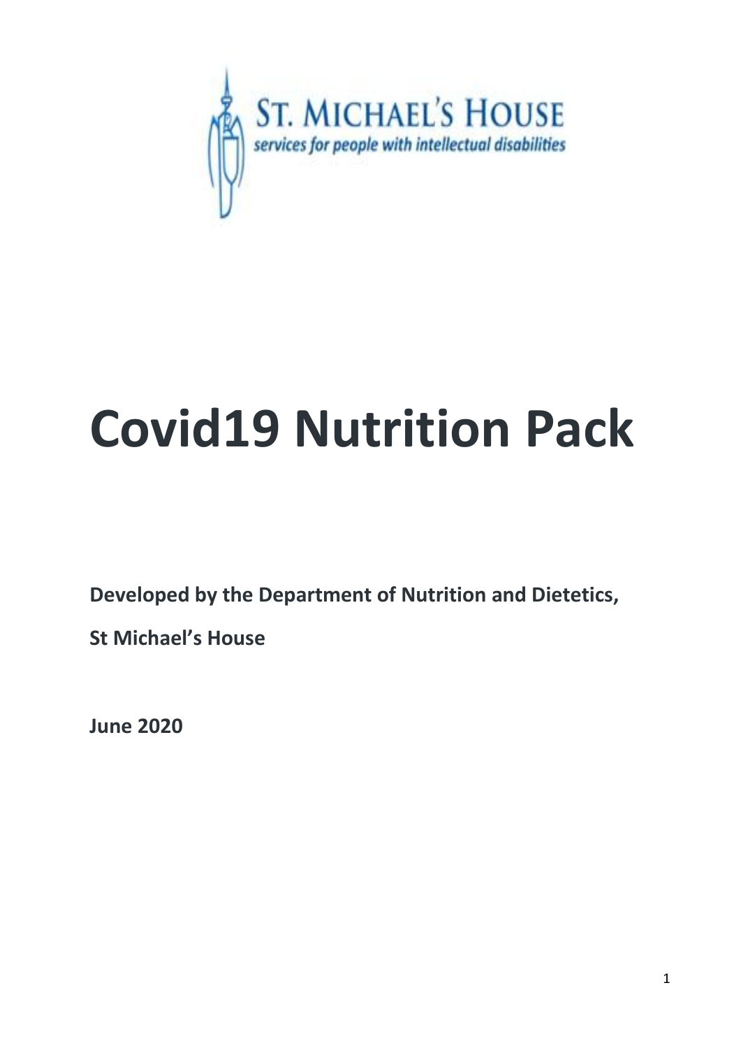ST. MICHAEL'S HOUSE

*services for people with intellectual disabilities*

# Covid19 Nutrition Pack

**Developed by the Department of Nutrition and Dietetics,**

**St Michael's House**

**June 2020**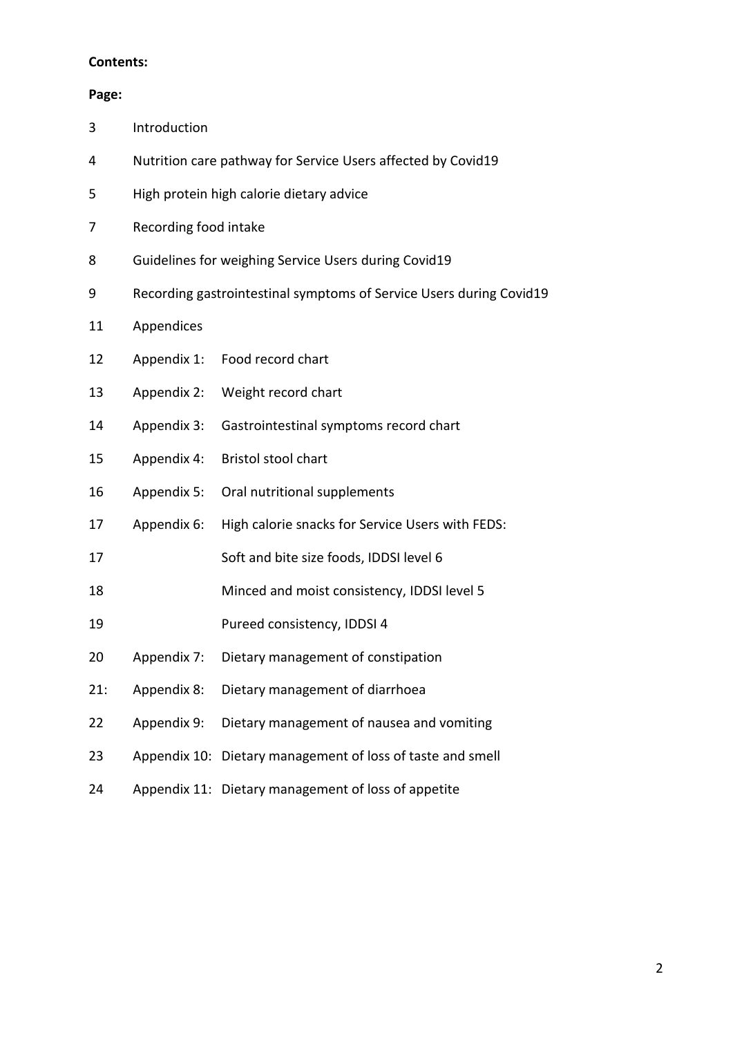**Contents:**

**Page:**

| | | |
|---|---|---|
| 3 | Introduction | |
| 4 | Nutrition care pathway for Service Users affected by Covid19 | |
| 5 | High protein high calorie dietary advice | |
| 7 | Recording food intake | |
| 8 | Guidelines for weighing Service Users during Covid19 | |
| 9 | Recording gastrointestinal symptoms of Service Users during Covid19 | |
| 11 | Appendices | |
| 12 | Appendix 1: | Food record chart |
| 13 | Appendix 2: | Weight record chart |
| 14 | Appendix 3: | Gastrointestinal symptoms record chart |
| 15 | Appendix 4: | Bristol stool chart |
| 16 | Appendix 5: | Oral nutritional supplements |
| 17 | Appendix 6: | High calorie snacks for Service Users with FEDS: |
| 17 | | Soft and bite size foods, IDDSI level 6 |
| 18 | | Minced and moist consistency, IDDSI level 5 |
| 19 | | Pureed consistency, IDDSI 4 |
| 20 | Appendix 7: | Dietary management of constipation |
| 21: | Appendix 8: | Dietary management of diarrhoea |
| 22 | Appendix 9: | Dietary management of nausea and vomiting |
| 23 | Appendix 10: | Dietary management of loss of taste and smell |
| 24 | Appendix 11: | Dietary management of loss of appetite |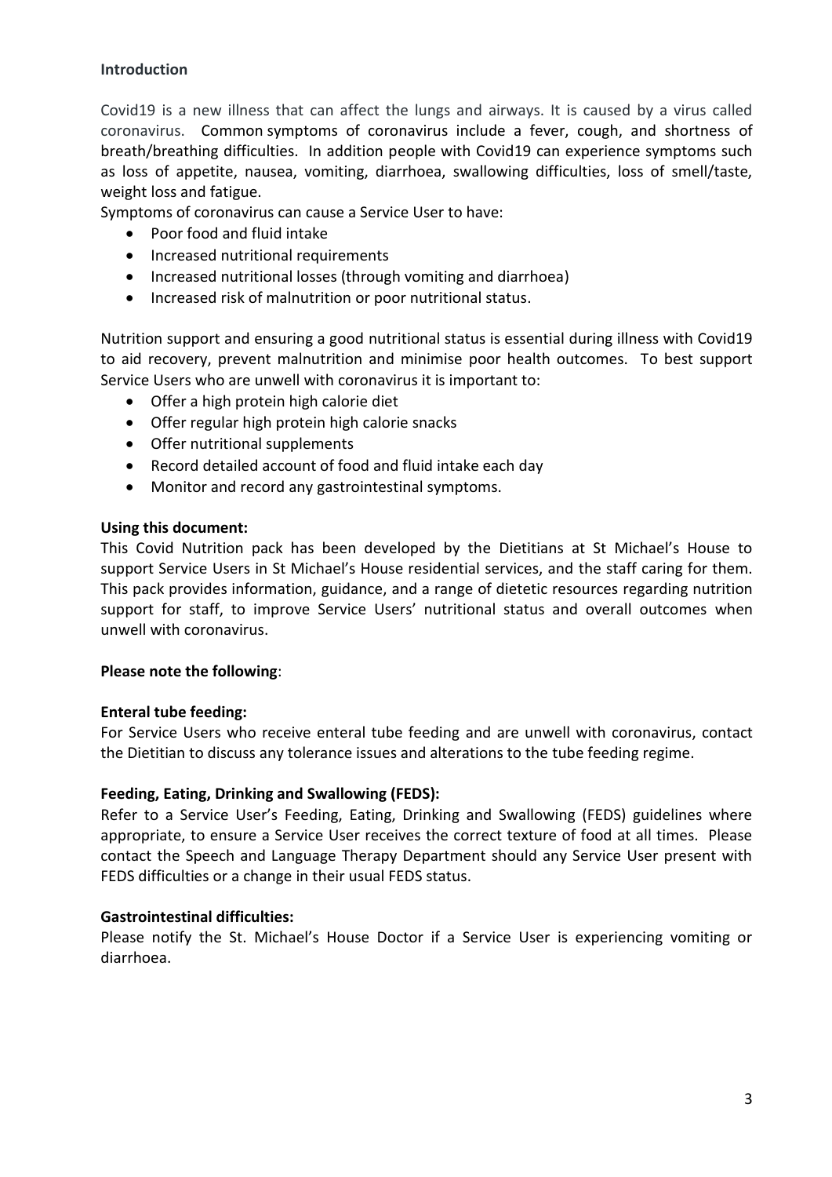## Introduction

Covid19 is a new illness that can affect the lungs and airways. It is caused by a virus called coronavirus. Common symptoms of coronavirus include a fever, cough, and shortness of breath/breathing difficulties. In addition people with Covid19 can experience symptoms such as loss of appetite, nausea, vomiting, diarrhoea, swallowing difficulties, loss of smell/taste, weight loss and fatigue.

Symptoms of coronavirus can cause a Service User to have:

- Poor food and fluid intake
- Increased nutritional requirements
- Increased nutritional losses (through vomiting and diarrhoea)
- Increased risk of malnutrition or poor nutritional status.

Nutrition support and ensuring a good nutritional status is essential during illness with Covid19 to aid recovery, prevent malnutrition and minimise poor health outcomes. To best support Service Users who are unwell with coronavirus it is important to:

- Offer a high protein high calorie diet
- Offer regular high protein high calorie snacks
- Offer nutritional supplements
- Record detailed account of food and fluid intake each day
- Monitor and record any gastrointestinal symptoms.

**Using this document:**

This Covid Nutrition pack has been developed by the Dietitians at St Michael's House to support Service Users in St Michael's House residential services, and the staff caring for them. This pack provides information, guidance, and a range of dietetic resources regarding nutrition support for staff, to improve Service Users' nutritional status and overall outcomes when unwell with coronavirus.

**Please note the following**:

**Enteral tube feeding:**

For Service Users who receive enteral tube feeding and are unwell with coronavirus, contact the Dietitian to discuss any tolerance issues and alterations to the tube feeding regime.

**Feeding, Eating, Drinking and Swallowing (FEDS):**

Refer to a Service User's Feeding, Eating, Drinking and Swallowing (FEDS) guidelines where appropriate, to ensure a Service User receives the correct texture of food at all times. Please contact the Speech and Language Therapy Department should any Service User present with FEDS difficulties or a change in their usual FEDS status.

**Gastrointestinal difficulties:**

Please notify the St. Michael's House Doctor if a Service User is experiencing vomiting or diarrhoea.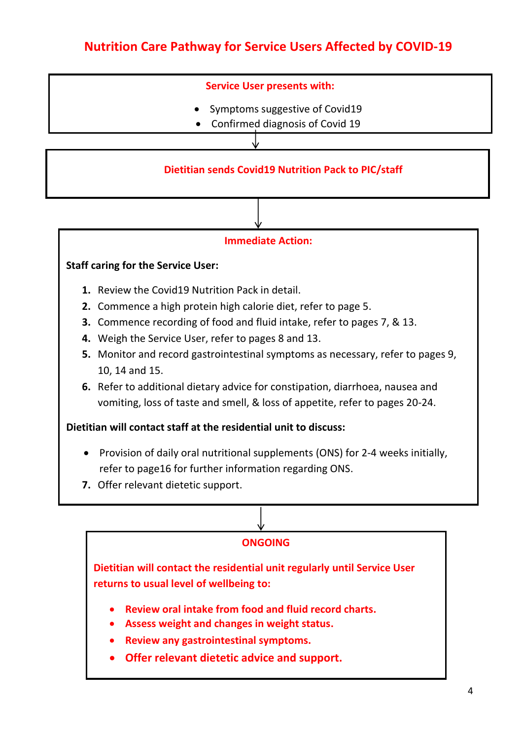# Nutrition Care Pathway for Service Users Affected by COVID-19

**Service User presents with:**

- Symptoms suggestive of Covid19
- Confirmed diagnosis of Covid 19

↓

**Dietitian sends Covid19 Nutrition Pack to PIC/staff**

↓

**Immediate Action:**

**Staff caring for the Service User:**

1. Review the Covid19 Nutrition Pack in detail.
2. Commence a high protein high calorie diet, refer to page 5.
3. Commence recording of food and fluid intake, refer to pages 7, & 13.
4. Weigh the Service User, refer to pages 8 and 13.
5. Monitor and record gastrointestinal symptoms as necessary, refer to pages 9, 10, 14 and 15.
6. Refer to additional dietary advice for constipation, diarrhoea, nausea and vomiting, loss of taste and smell, & loss of appetite, refer to pages 20-24.

**Dietitian will contact staff at the residential unit to discuss:**

- Provision of daily oral nutritional supplements (ONS) for 2-4 weeks initially, refer to page16 for further information regarding ONS.

7. Offer relevant dietetic support.

↓

**ONGOING**

**Dietitian will contact the residential unit regularly until Service User returns to usual level of wellbeing to:**

- **Review oral intake from food and fluid record charts.**
- **Assess weight and changes in weight status.**
- **Review any gastrointestinal symptoms.**
- **Offer relevant dietetic advice and support.**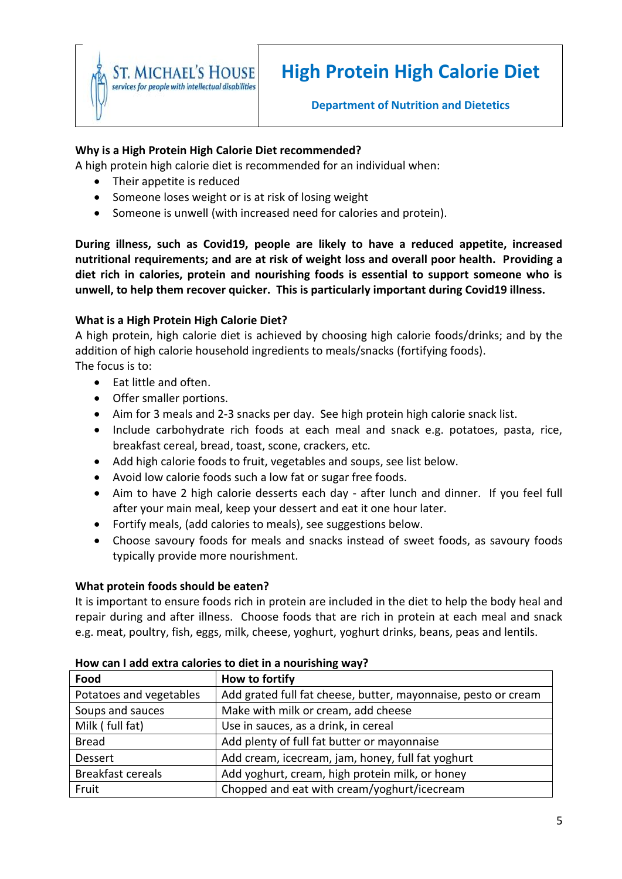ST. MICHAEL'S HOUSE
services for people with intellectual disabilities

# High Protein High Calorie Diet

**Department of Nutrition and Dietetics**

**Why is a High Protein High Calorie Diet recommended?**

A high protein high calorie diet is recommended for an individual when:

- Their appetite is reduced
- Someone loses weight or is at risk of losing weight
- Someone is unwell (with increased need for calories and protein).

**During illness, such as Covid19, people are likely to have a reduced appetite, increased nutritional requirements; and are at risk of weight loss and overall poor health. Providing a diet rich in calories, protein and nourishing foods is essential to support someone who is unwell, to help them recover quicker. This is particularly important during Covid19 illness.**

**What is a High Protein High Calorie Diet?**

A high protein, high calorie diet is achieved by choosing high calorie foods/drinks; and by the addition of high calorie household ingredients to meals/snacks (fortifying foods).

The focus is to:

- Eat little and often.
- Offer smaller portions.
- Aim for 3 meals and 2-3 snacks per day. See high protein high calorie snack list.
- Include carbohydrate rich foods at each meal and snack e.g. potatoes, pasta, rice, breakfast cereal, bread, toast, scone, crackers, etc.
- Add high calorie foods to fruit, vegetables and soups, see list below.
- Avoid low calorie foods such a low fat or sugar free foods.
- Aim to have 2 high calorie desserts each day - after lunch and dinner. If you feel full after your main meal, keep your dessert and eat it one hour later.
- Fortify meals, (add calories to meals), see suggestions below.
- Choose savoury foods for meals and snacks instead of sweet foods, as savoury foods typically provide more nourishment.

**What protein foods should be eaten?**

It is important to ensure foods rich in protein are included in the diet to help the body heal and repair during and after illness. Choose foods that are rich in protein at each meal and snack e.g. meat, poultry, fish, eggs, milk, cheese, yoghurt, yoghurt drinks, beans, peas and lentils.

**How can I add extra calories to diet in a nourishing way?**

| Food | How to fortify |
|---|---|
| Potatoes and vegetables | Add grated full fat cheese, butter, mayonnaise, pesto or cream |
| Soups and sauces | Make with milk or cream, add cheese |
| Milk ( full fat) | Use in sauces, as a drink, in cereal |
| Bread | Add plenty of full fat butter or mayonnaise |
| Dessert | Add cream, icecream, jam, honey, full fat yoghurt |
| Breakfast cereals | Add yoghurt, cream, high protein milk, or honey |
| Fruit | Chopped and eat with cream/yoghurt/icecream |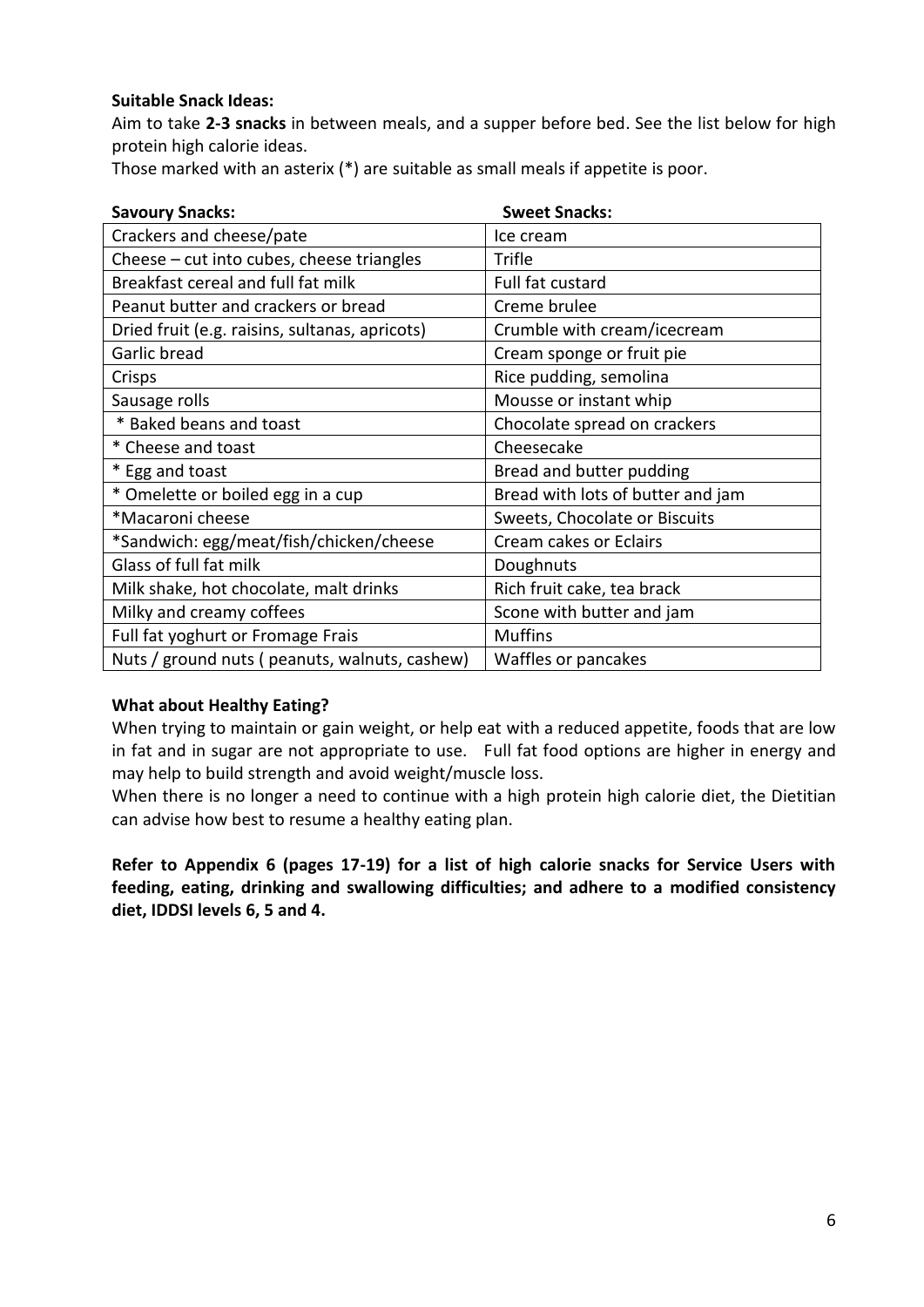**Suitable Snack Ideas:**

Aim to take **2-3 snacks** in between meals, and a supper before bed. See the list below for high protein high calorie ideas.

Those marked with an asterix (*) are suitable as small meals if appetite is poor.

| Savoury Snacks: | Sweet Snacks: |
|---|---|
| Crackers and cheese/pate | Ice cream |
| Cheese – cut into cubes, cheese triangles | Trifle |
| Breakfast cereal and full fat milk | Full fat custard |
| Peanut butter and crackers or bread | Creme brulee |
| Dried fruit (e.g. raisins, sultanas, apricots) | Crumble with cream/icecream |
| Garlic bread | Cream sponge or fruit pie |
| Crisps | Rice pudding, semolina |
| Sausage rolls | Mousse or instant whip |
| * Baked beans and toast | Chocolate spread on crackers |
| * Cheese and toast | Cheesecake |
| * Egg and toast | Bread and butter pudding |
| * Omelette or boiled egg in a cup | Bread with lots of butter and jam |
| *Macaroni cheese | Sweets, Chocolate or Biscuits |
| *Sandwich: egg/meat/fish/chicken/cheese | Cream cakes or Eclairs |
| Glass of full fat milk | Doughnuts |
| Milk shake, hot chocolate, malt drinks | Rich fruit cake, tea brack |
| Milky and creamy coffees | Scone with butter and jam |
| Full fat yoghurt or Fromage Frais | Muffins |
| Nuts / ground nuts ( peanuts, walnuts, cashew) | Waffles or pancakes |

**What about Healthy Eating?**

When trying to maintain or gain weight, or help eat with a reduced appetite, foods that are low in fat and in sugar are not appropriate to use. Full fat food options are higher in energy and may help to build strength and avoid weight/muscle loss.

When there is no longer a need to continue with a high protein high calorie diet, the Dietitian can advise how best to resume a healthy eating plan.

**Refer to Appendix 6 (pages 17-19) for a list of high calorie snacks for Service Users with feeding, eating, drinking and swallowing difficulties; and adhere to a modified consistency diet, IDDSI levels 6, 5 and 4.**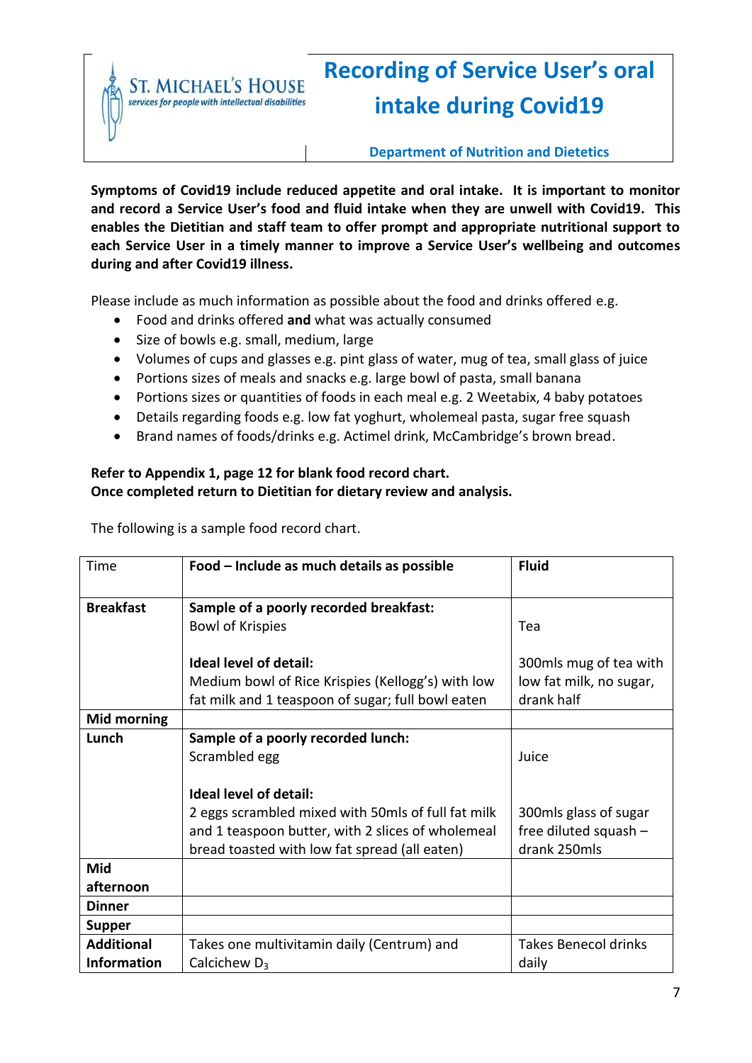ST. MICHAEL'S HOUSE
*services for people with intellectual disabilities*

# Recording of Service User's oral intake during Covid19

**Department of Nutrition and Dietetics**

**Symptoms of Covid19 include reduced appetite and oral intake. It is important to monitor and record a Service User's food and fluid intake when they are unwell with Covid19. This enables the Dietitian and staff team to offer prompt and appropriate nutritional support to each Service User in a timely manner to improve a Service User's wellbeing and outcomes during and after Covid19 illness.**

Please include as much information as possible about the food and drinks offered e.g.

- Food and drinks offered **and** what was actually consumed
- Size of bowls e.g. small, medium, large
- Volumes of cups and glasses e.g. pint glass of water, mug of tea, small glass of juice
- Portions sizes of meals and snacks e.g. large bowl of pasta, small banana
- Portions sizes or quantities of foods in each meal e.g. 2 Weetabix, 4 baby potatoes
- Details regarding foods e.g. low fat yoghurt, wholemeal pasta, sugar free squash
- Brand names of foods/drinks e.g. Actimel drink, McCambridge's brown bread.

**Refer to Appendix 1, page 12 for blank food record chart.**
**Once completed return to Dietitian for dietary review and analysis.**

The following is a sample food record chart.

| Time | **Food – Include as much details as possible** | **Fluid** |
|---|---|---|
| **Breakfast** | **Sample of a poorly recorded breakfast:**<br>Bowl of Krispies<br><br>**Ideal level of detail:**<br>Medium bowl of Rice Krispies (Kellogg's) with low fat milk and 1 teaspoon of sugar; full bowl eaten | <br>Tea<br><br><br>300mls mug of tea with low fat milk, no sugar, drank half |
| **Mid morning** | | |
| **Lunch** | **Sample of a poorly recorded lunch:**<br>Scrambled egg<br><br>**Ideal level of detail:**<br>2 eggs scrambled mixed with 50mls of full fat milk and 1 teaspoon butter, with 2 slices of wholemeal bread toasted with low fat spread (all eaten) | <br>Juice<br><br><br>300mls glass of sugar free diluted squash – drank 250mls |
| **Mid afternoon** | | |
| **Dinner** | | |
| **Supper** | | |
| **Additional Information** | Takes one multivitamin daily (Centrum) and Calcichew $D_3$ | Takes Benecol drinks daily |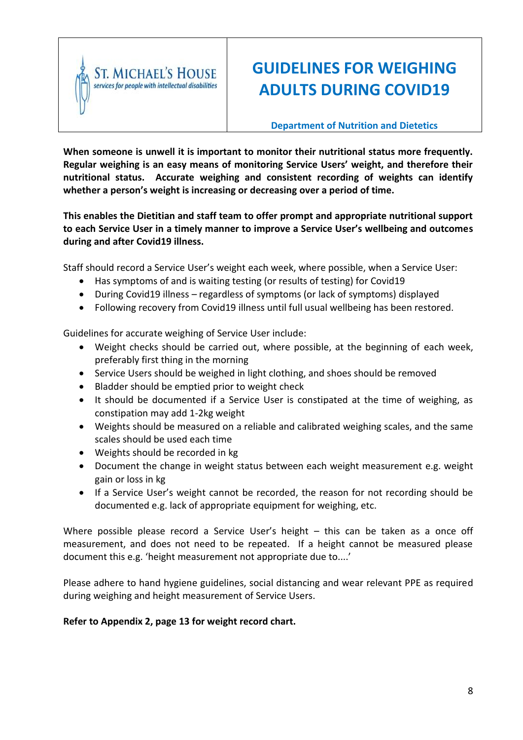ST. MICHAEL'S HOUSE
*services for people with intellectual disabilities*

# GUIDELINES FOR WEIGHING ADULTS DURING COVID19

**Department of Nutrition and Dietetics**

**When someone is unwell it is important to monitor their nutritional status more frequently. Regular weighing is an easy means of monitoring Service Users' weight, and therefore their nutritional status. Accurate weighing and consistent recording of weights can identify whether a person's weight is increasing or decreasing over a period of time.**

**This enables the Dietitian and staff team to offer prompt and appropriate nutritional support to each Service User in a timely manner to improve a Service User's wellbeing and outcomes during and after Covid19 illness.**

Staff should record a Service User's weight each week, where possible, when a Service User:

- Has symptoms of and is waiting testing (or results of testing) for Covid19
- During Covid19 illness – regardless of symptoms (or lack of symptoms) displayed
- Following recovery from Covid19 illness until full usual wellbeing has been restored.

Guidelines for accurate weighing of Service User include:

- Weight checks should be carried out, where possible, at the beginning of each week, preferably first thing in the morning
- Service Users should be weighed in light clothing, and shoes should be removed
- Bladder should be emptied prior to weight check
- It should be documented if a Service User is constipated at the time of weighing, as constipation may add 1-2kg weight
- Weights should be measured on a reliable and calibrated weighing scales, and the same scales should be used each time
- Weights should be recorded in kg
- Document the change in weight status between each weight measurement e.g. weight gain or loss in kg
- If a Service User's weight cannot be recorded, the reason for not recording should be documented e.g. lack of appropriate equipment for weighing, etc.

Where possible please record a Service User's height – this can be taken as a once off measurement, and does not need to be repeated. If a height cannot be measured please document this e.g. 'height measurement not appropriate due to....'

Please adhere to hand hygiene guidelines, social distancing and wear relevant PPE as required during weighing and height measurement of Service Users.

**Refer to Appendix 2, page 13 for weight record chart.**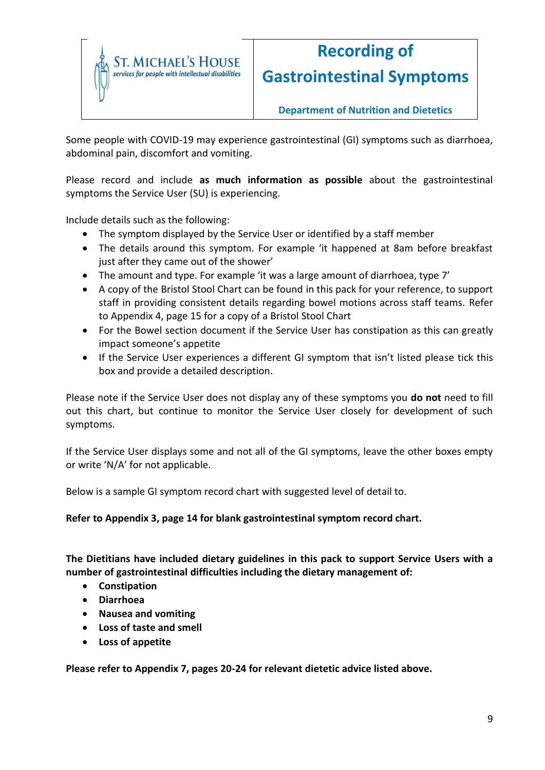| ST. MICHAEL'S HOUSE services for people with intellectual disabilities | **Recording of Gastrointestinal Symptoms** |
|---|---|
| | **Department of Nutrition and Dietetics** |

Some people with COVID-19 may experience gastrointestinal (GI) symptoms such as diarrhoea, abdominal pain, discomfort and vomiting.

Please record and include **as much information as possible** about the gastrointestinal symptoms the Service User (SU) is experiencing.

Include details such as the following:

- The symptom displayed by the Service User or identified by a staff member
- The details around this symptom. For example 'it happened at 8am before breakfast just after they came out of the shower'
- The amount and type. For example 'it was a large amount of diarrhoea, type 7'
- A copy of the Bristol Stool Chart can be found in this pack for your reference, to support staff in providing consistent details regarding bowel motions across staff teams. Refer to Appendix 4, page 15 for a copy of a Bristol Stool Chart
- For the Bowel section document if the Service User has constipation as this can greatly impact someone's appetite
- If the Service User experiences a different GI symptom that isn't listed please tick this box and provide a detailed description.

Please note if the Service User does not display any of these symptoms you **do not** need to fill out this chart, but continue to monitor the Service User closely for development of such symptoms.

If the Service User displays some and not all of the GI symptoms, leave the other boxes empty or write 'N/A' for not applicable.

Below is a sample GI symptom record chart with suggested level of detail to.

**Refer to Appendix 3, page 14 for blank gastrointestinal symptom record chart.**

**The Dietitians have included dietary guidelines in this pack to support Service Users with a number of gastrointestinal difficulties including the dietary management of:**

- **Constipation**
- **Diarrhoea**
- **Nausea and vomiting**
- **Loss of taste and smell**
- **Loss of appetite**

**Please refer to Appendix 7, pages 20-24 for relevant dietetic advice listed above.**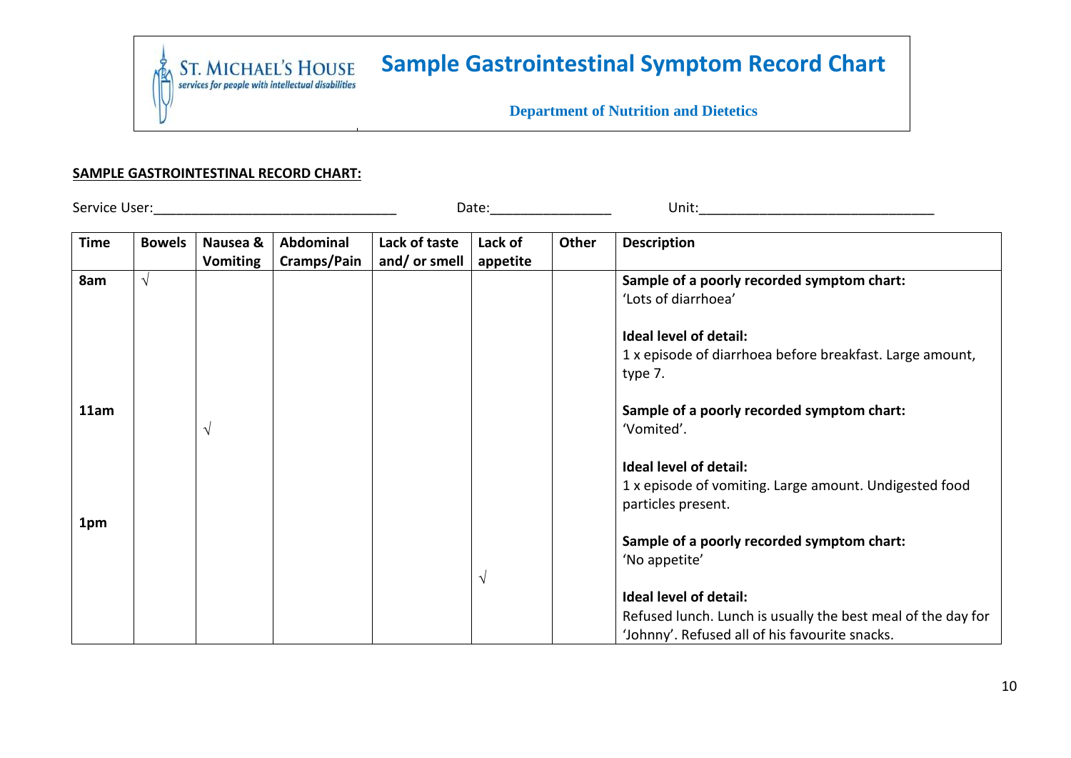ST. MICHAEL'S HOUSE
services for people with intellectual disabilities

# Sample Gastrointestinal Symptom Record Chart

**Department of Nutrition and Dietetics**

**SAMPLE GASTROINTESTINAL RECORD CHART:**

Service User:________________________________ Date:________________ Unit:_______________________________

| Time | Bowels | Nausea & Vomiting | Abdominal Cramps/Pain | Lack of taste and/ or smell | Lack of appetite | Other | Description |
|---|---|---|---|---|---|---|---|
| 8am | √ | | | | | | **Sample of a poorly recorded symptom chart:** 'Lots of diarrhoea' **Ideal level of detail:** 1 x episode of diarrhoea before breakfast. Large amount, type 7. |
| 11am | | √ | | | | | **Sample of a poorly recorded symptom chart:** 'Vomited'. **Ideal level of detail:** 1 x episode of vomiting. Large amount. Undigested food particles present. |
| 1pm | | | | | √ | | **Sample of a poorly recorded symptom chart:** 'No appetite' **Ideal level of detail:** Refused lunch. Lunch is usually the best meal of the day for 'Johnny'. Refused all of his favourite snacks. |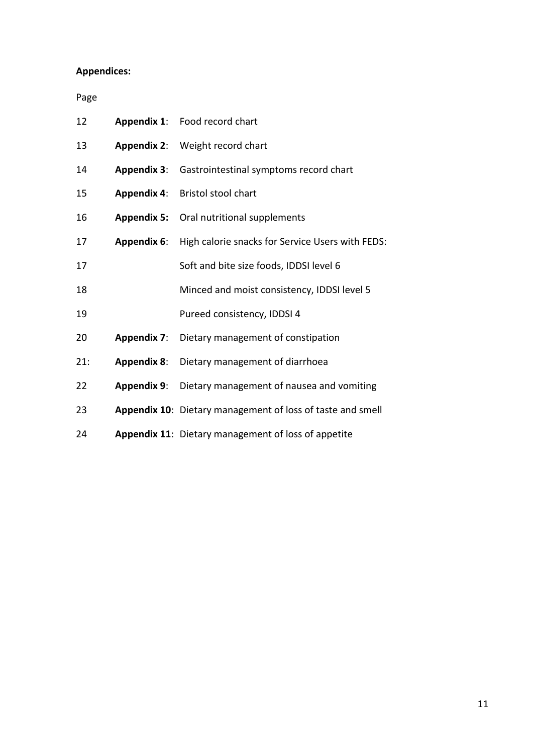**Appendices:**

| Page | | |
|---|---|---|
| 12 | **Appendix 1**: | Food record chart |
| 13 | **Appendix 2**: | Weight record chart |
| 14 | **Appendix 3**: | Gastrointestinal symptoms record chart |
| 15 | **Appendix 4**: | Bristol stool chart |
| 16 | **Appendix 5:** | Oral nutritional supplements |
| 17 | **Appendix 6**: | High calorie snacks for Service Users with FEDS: |
| 17 | | Soft and bite size foods, IDDSI level 6 |
| 18 | | Minced and moist consistency, IDDSI level 5 |
| 19 | | Pureed consistency, IDDSI 4 |
| 20 | **Appendix 7**: | Dietary management of constipation |
| 21: | **Appendix 8**: | Dietary management of diarrhoea |
| 22 | **Appendix 9**: | Dietary management of nausea and vomiting |
| 23 | **Appendix 10**: | Dietary management of loss of taste and smell |
| 24 | **Appendix 11**: | Dietary management of loss of appetite |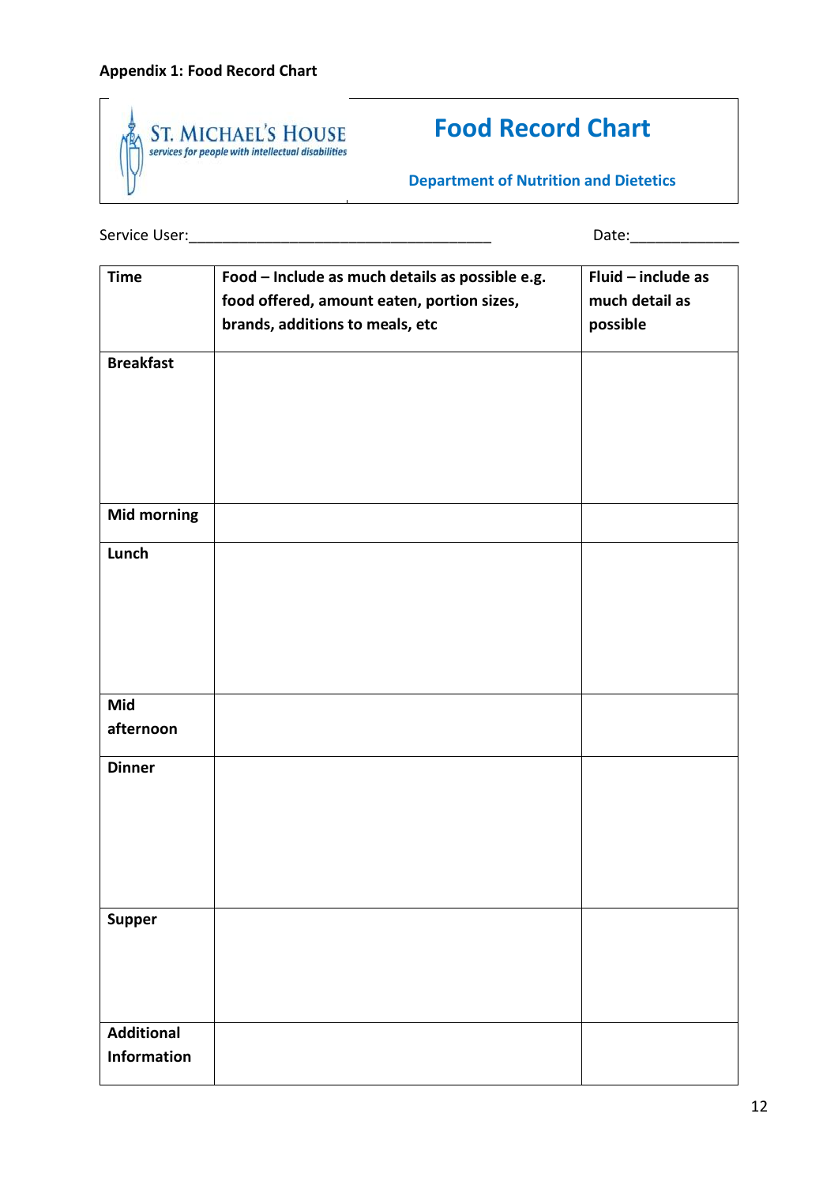**Appendix 1: Food Record Chart**

ST. MICHAEL'S HOUSE
*services for people with intellectual disabilities*

# Food Record Chart

**Department of Nutrition and Dietetics**

Service User:_____________________________________ Date:_____________

| Time | Food – Include as much details as possible e.g. food offered, amount eaten, portion sizes, brands, additions to meals, etc | Fluid – include as much detail as possible |
|---|---|---|
| **Breakfast** | | |
| **Mid morning** | | |
| **Lunch** | | |
| **Mid afternoon** | | |
| **Dinner** | | |
| **Supper** | | |
| **Additional Information** | | |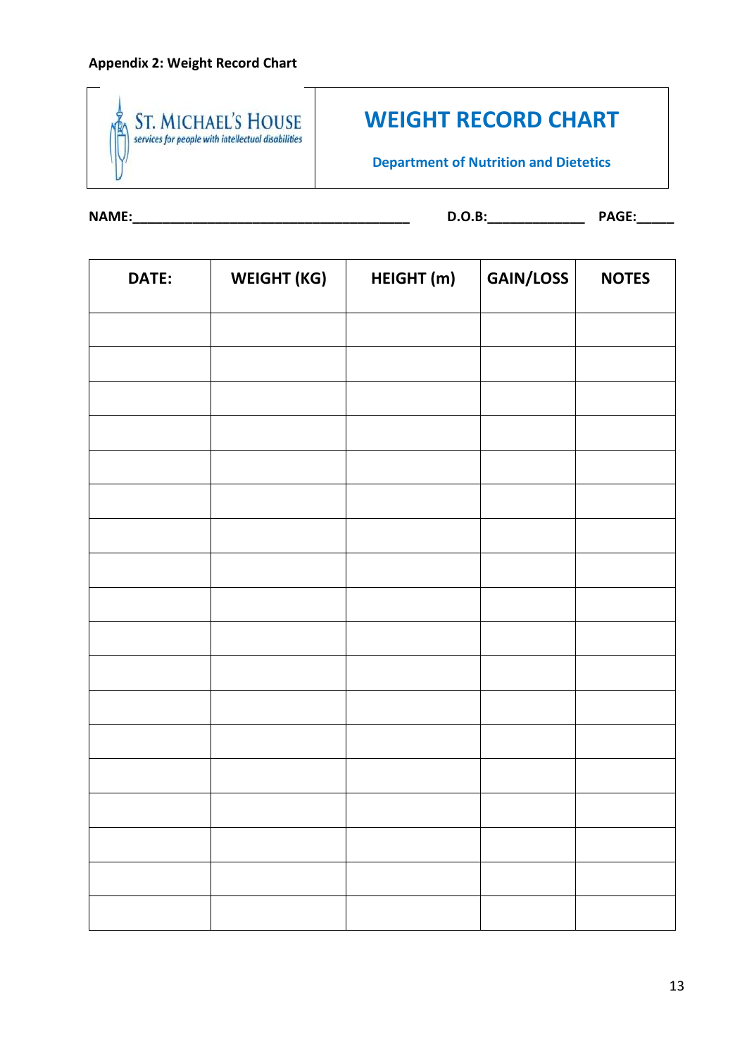**Appendix 2: Weight Record Chart**

ST. MICHAEL'S HOUSE
*services for people with intellectual disabilities*

# WEIGHT RECORD CHART

**Department of Nutrition and Dietetics**

**NAME:**\_\_\_\_\_\_\_\_\_\_\_\_\_\_\_\_\_\_\_\_\_\_\_\_\_\_\_\_\_\_\_\_\_\_\_\_\_\_ **D.O.B:**\_\_\_\_\_\_\_\_\_\_\_\_\_ **PAGE:**\_\_\_\_\_

| DATE: | WEIGHT (KG) | HEIGHT (m) | GAIN/LOSS | NOTES |
|---|---|---|---|---|
| | | | | |
| | | | | |
| | | | | |
| | | | | |
| | | | | |
| | | | | |
| | | | | |
| | | | | |
| | | | | |
| | | | | |
| | | | | |
| | | | | |
| | | | | |
| | | | | |
| | | | | |
| | | | | |
| | | | | |
| | | | | |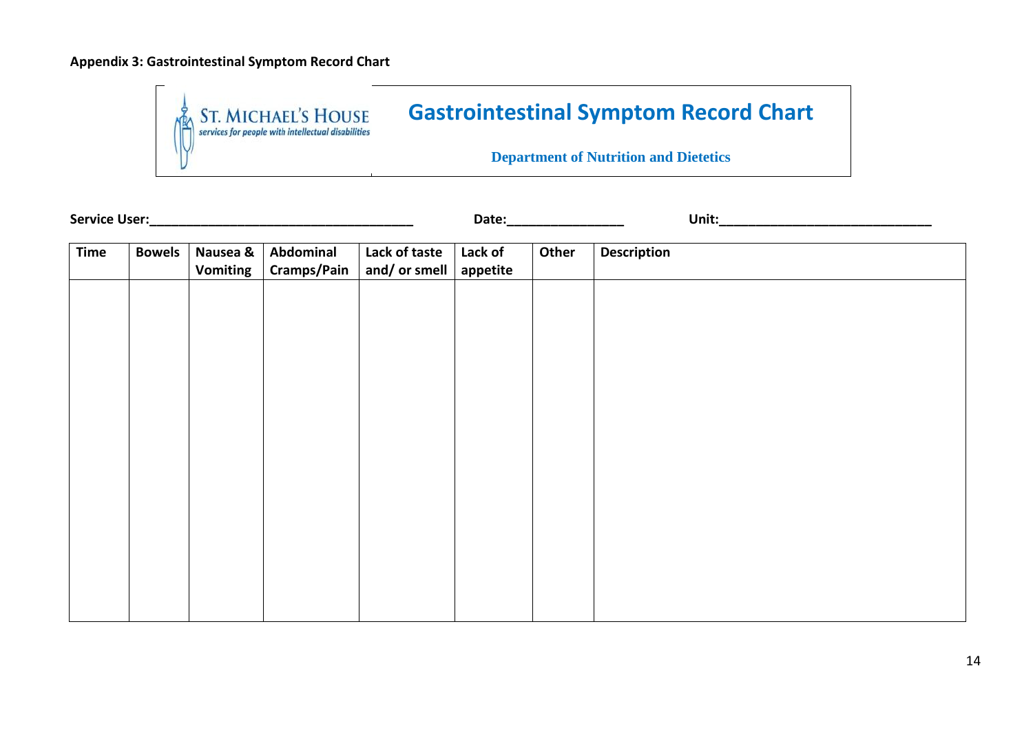**Appendix 3: Gastrointestinal Symptom Record Chart**

ST. MICHAEL'S HOUSE
*services for people with intellectual disabilities*

# Gastrointestinal Symptom Record Chart

**Department of Nutrition and Dietetics**

**Service User:**\_\_\_\_\_\_\_\_\_\_\_\_\_\_\_\_\_\_\_\_\_\_\_\_\_\_\_\_\_\_\_\_\_\_\_\_\_\_ **Date:**\_\_\_\_\_\_\_\_\_\_\_\_\_\_\_\_\_ **Unit:**\_\_\_\_\_\_\_\_\_\_\_\_\_\_\_\_\_\_\_\_\_\_\_\_\_\_\_\_\_\_\_\_

| Time | Bowels | Nausea & Vomiting | Abdominal Cramps/Pain | Lack of taste and/ or smell | Lack of appetite | Other | Description |
|---|---|---|---|---|---|---|---|
| | | | | | | | |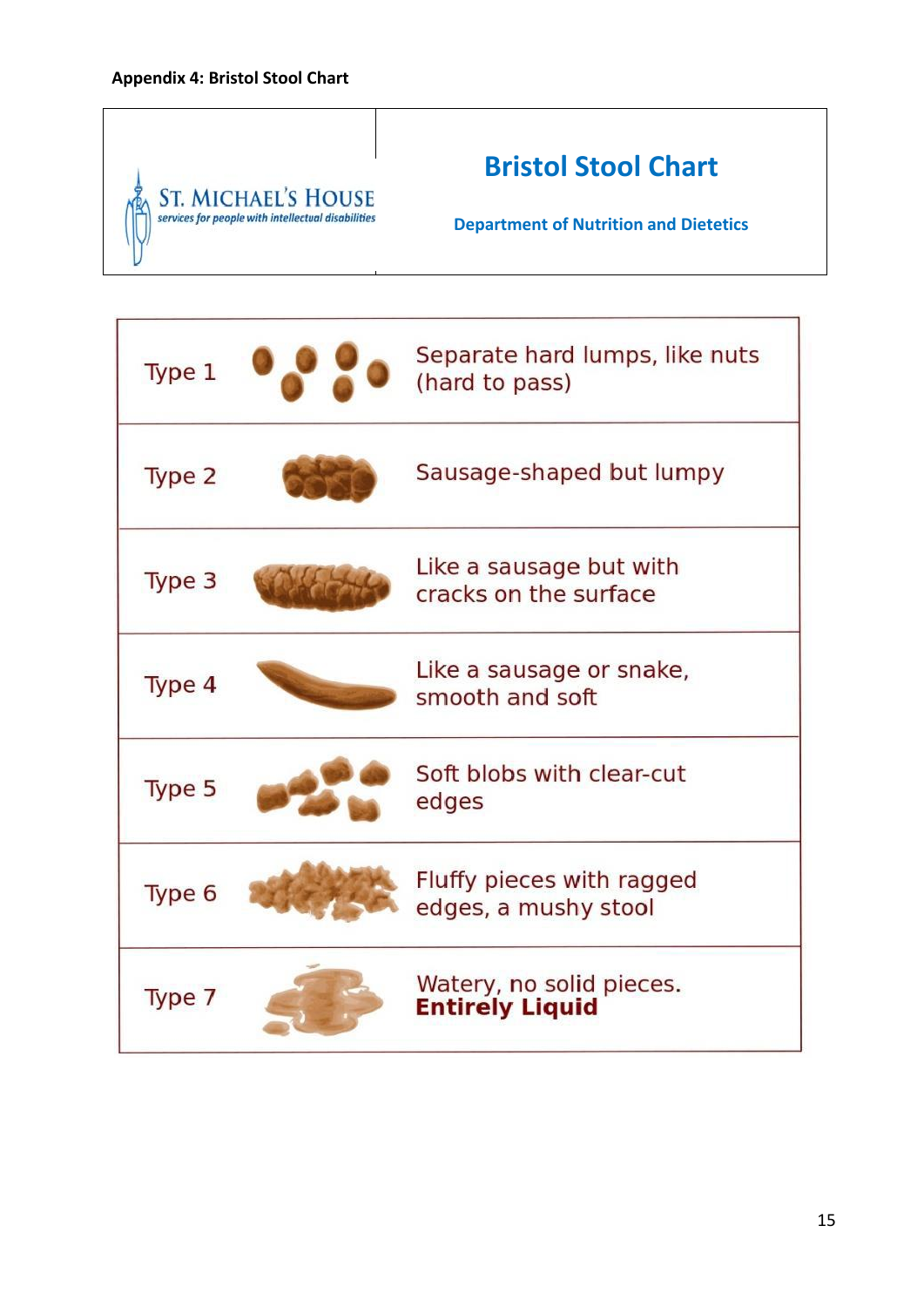**Appendix 4: Bristol Stool Chart**

| ST. MICHAEL'S HOUSE services for people with intellectual disabilities | **Bristol Stool Chart** **Department of Nutrition and Dietetics** |
|---|---|

| Type | Description |
|---|---|
| Type 1 | Separate hard lumps, like nuts (hard to pass) |
| Type 2 | Sausage-shaped but lumpy |
| Type 3 | Like a sausage but with cracks on the surface |
| Type 4 | Like a sausage or snake, smooth and soft |
| Type 5 | Soft blobs with clear-cut edges |
| Type 6 | Fluffy pieces with ragged edges, a mushy stool |
| Type 7 | Watery, no solid pieces. **Entirely Liquid** |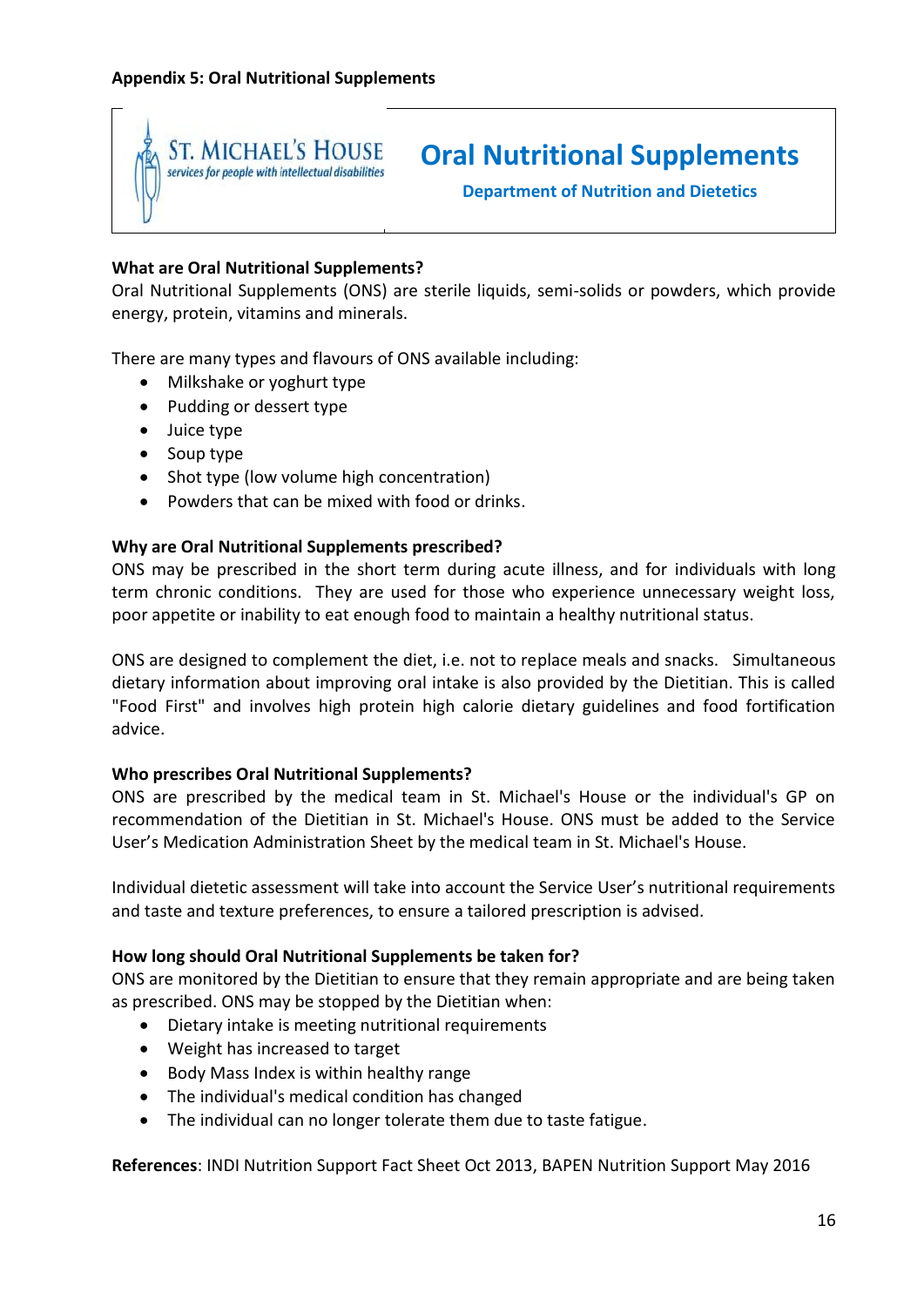**Appendix 5: Oral Nutritional Supplements**

ST. MICHAEL'S HOUSE
services for people with intellectual disabilities

# Oral Nutritional Supplements

**Department of Nutrition and Dietetics**

**What are Oral Nutritional Supplements?**

Oral Nutritional Supplements (ONS) are sterile liquids, semi-solids or powders, which provide energy, protein, vitamins and minerals.

There are many types and flavours of ONS available including:

- Milkshake or yoghurt type
- Pudding or dessert type
- Juice type
- Soup type
- Shot type (low volume high concentration)
- Powders that can be mixed with food or drinks.

**Why are Oral Nutritional Supplements prescribed?**

ONS may be prescribed in the short term during acute illness, and for individuals with long term chronic conditions. They are used for those who experience unnecessary weight loss, poor appetite or inability to eat enough food to maintain a healthy nutritional status.

ONS are designed to complement the diet, i.e. not to replace meals and snacks. Simultaneous dietary information about improving oral intake is also provided by the Dietitian. This is called "Food First" and involves high protein high calorie dietary guidelines and food fortification advice.

**Who prescribes Oral Nutritional Supplements?**

ONS are prescribed by the medical team in St. Michael's House or the individual's GP on recommendation of the Dietitian in St. Michael's House. ONS must be added to the Service User's Medication Administration Sheet by the medical team in St. Michael's House.

Individual dietetic assessment will take into account the Service User's nutritional requirements and taste and texture preferences, to ensure a tailored prescription is advised.

**How long should Oral Nutritional Supplements be taken for?**

ONS are monitored by the Dietitian to ensure that they remain appropriate and are being taken as prescribed. ONS may be stopped by the Dietitian when:

- Dietary intake is meeting nutritional requirements
- Weight has increased to target
- Body Mass Index is within healthy range
- The individual's medical condition has changed
- The individual can no longer tolerate them due to taste fatigue.

**References**: INDI Nutrition Support Fact Sheet Oct 2013, BAPEN Nutrition Support May 2016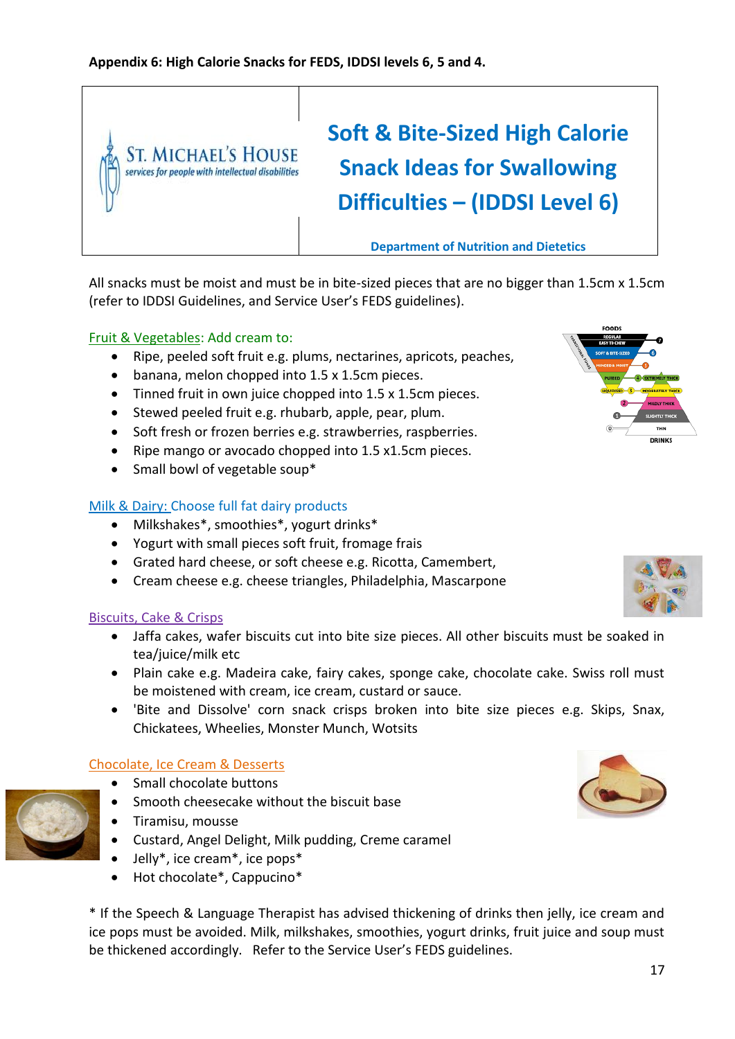**Appendix 6: High Calorie Snacks for FEDS, IDDSI levels 6, 5 and 4.**

| ST. MICHAEL'S HOUSE services for people with intellectual disabilities | **Soft & Bite-Sized High Calorie Snack Ideas for Swallowing Difficulties – (IDDSI Level 6)** Department of Nutrition and Dietetics |
|---|---|

All snacks must be moist and must be in bite-sized pieces that are no bigger than 1.5cm x 1.5cm (refer to IDDSI Guidelines, and Service User's FEDS guidelines).

Fruit & Vegetables: Add cream to:

- Ripe, peeled soft fruit e.g. plums, nectarines, apricots, peaches,
- banana, melon chopped into 1.5 x 1.5cm pieces.
- Tinned fruit in own juice chopped into 1.5 x 1.5cm pieces.
- Stewed peeled fruit e.g. rhubarb, apple, pear, plum.
- Soft fresh or frozen berries e.g. strawberries, raspberries.
- Ripe mango or avocado chopped into 1.5 x1.5cm pieces.
- Small bowl of vegetable soup*

Milk & Dairy: Choose full fat dairy products

- Milkshakes*, smoothies*, yogurt drinks*
- Yogurt with small pieces soft fruit, fromage frais
- Grated hard cheese, or soft cheese e.g. Ricotta, Camembert,
- Cream cheese e.g. cheese triangles, Philadelphia, Mascarpone

Biscuits, Cake & Crisps

- Jaffa cakes, wafer biscuits cut into bite size pieces. All other biscuits must be soaked in tea/juice/milk etc
- Plain cake e.g. Madeira cake, fairy cakes, sponge cake, chocolate cake. Swiss roll must be moistened with cream, ice cream, custard or sauce.
- 'Bite and Dissolve' corn snack crisps broken into bite size pieces e.g. Skips, Snax, Chickatees, Wheelies, Monster Munch, Wotsits

Chocolate, Ice Cream & Desserts

- Small chocolate buttons
- Smooth cheesecake without the biscuit base
- Tiramisu, mousse
- Custard, Angel Delight, Milk pudding, Creme caramel
- Jelly*, ice cream*, ice pops*
- Hot chocolate*, Cappucino*

* If the Speech & Language Therapist has advised thickening of drinks then jelly, ice cream and ice pops must be avoided. Milk, milkshakes, smoothies, yogurt drinks, fruit juice and soup must be thickened accordingly. Refer to the Service User's FEDS guidelines.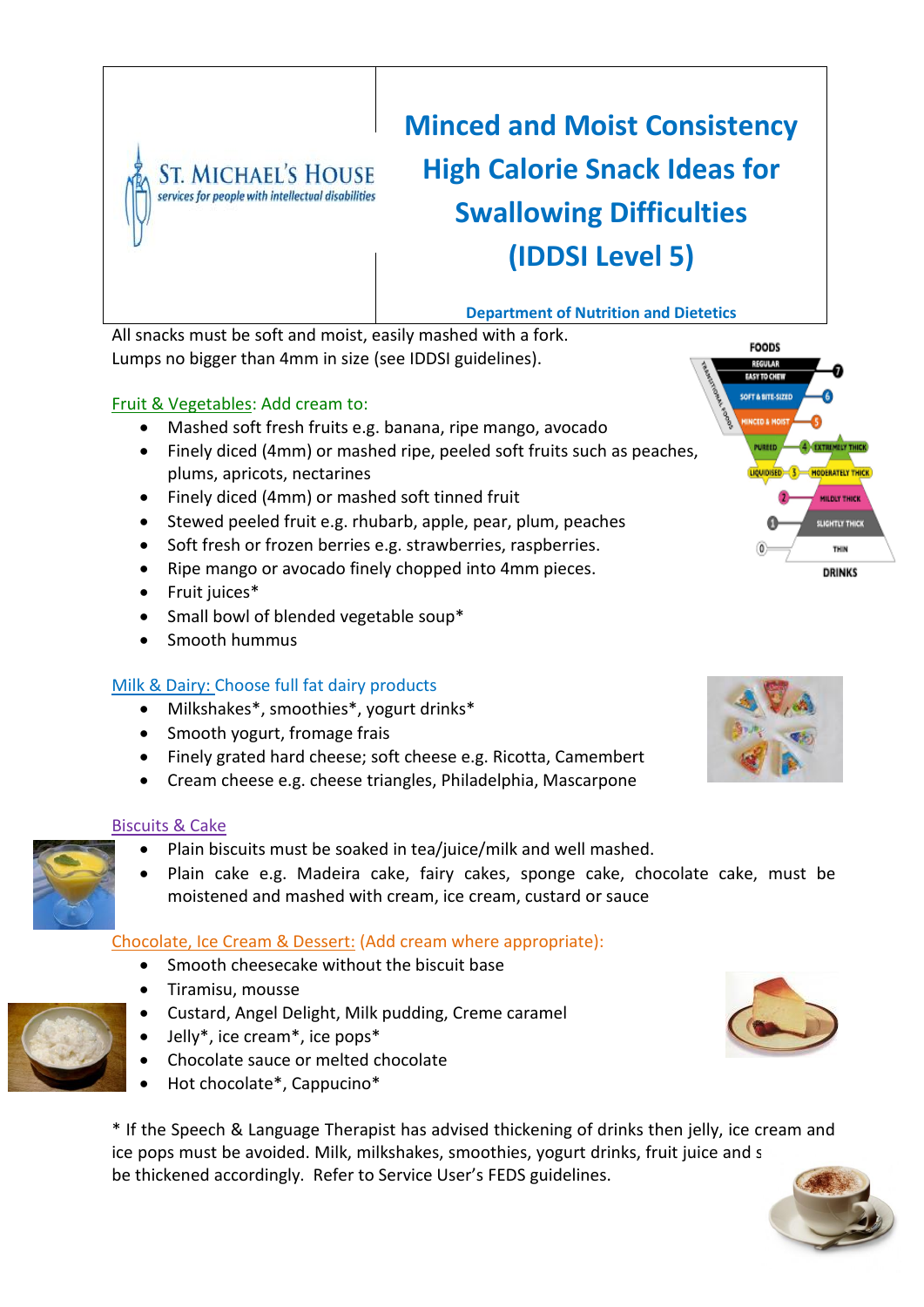ST. MICHAEL'S HOUSE
services for people with intellectual disabilities

# Minced and Moist Consistency High Calorie Snack Ideas for Swallowing Difficulties (IDDSI Level 5)

Department of Nutrition and Dietetics

All snacks must be soft and moist, easily mashed with a fork.
Lumps no bigger than 4mm in size (see IDDSI guidelines).

## Fruit & Vegetables: Add cream to:

- Mashed soft fresh fruits e.g. banana, ripe mango, avocado
- Finely diced (4mm) or mashed ripe, peeled soft fruits such as peaches, plums, apricots, nectarines
- Finely diced (4mm) or mashed soft tinned fruit
- Stewed peeled fruit e.g. rhubarb, apple, pear, plum, peaches
- Soft fresh or frozen berries e.g. strawberries, raspberries.
- Ripe mango or avocado finely chopped into 4mm pieces.
- Fruit juices*
- Small bowl of blended vegetable soup*
- Smooth hummus

## Milk & Dairy: Choose full fat dairy products

- Milkshakes*, smoothies*, yogurt drinks*
- Smooth yogurt, fromage frais
- Finely grated hard cheese; soft cheese e.g. Ricotta, Camembert
- Cream cheese e.g. cheese triangles, Philadelphia, Mascarpone

## Biscuits & Cake

- Plain biscuits must be soaked in tea/juice/milk and well mashed.
- Plain cake e.g. Madeira cake, fairy cakes, sponge cake, chocolate cake, must be moistened and mashed with cream, ice cream, custard or sauce

## Chocolate, Ice Cream & Dessert: (Add cream where appropriate):

- Smooth cheesecake without the biscuit base
- Tiramisu, mousse
- Custard, Angel Delight, Milk pudding, Creme caramel
- Jelly*, ice cream*, ice pops*
- Chocolate sauce or melted chocolate
- Hot chocolate*, Cappucino*

* If the Speech & Language Therapist has advised thickening of drinks then jelly, ice cream and ice pops must be avoided. Milk, milkshakes, smoothies, yogurt drinks, fruit juice and s be thickened accordingly. Refer to Service User's FEDS guidelines.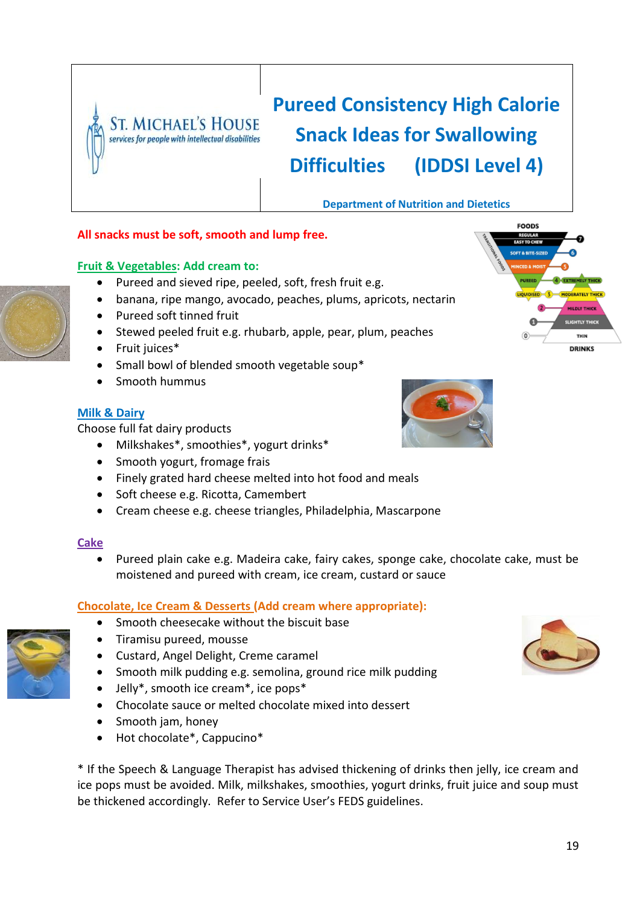ST. MICHAEL'S HOUSE
services for people with intellectual disabilities

# Pureed Consistency High Calorie Snack Ideas for Swallowing Difficulties (IDDSI Level 4)

**Department of Nutrition and Dietetics**

**All snacks must be soft, smooth and lump free.**

**Fruit & Vegetables: Add cream to:**

- Pureed and sieved ripe, peeled, soft, fresh fruit e.g.
- banana, ripe mango, avocado, peaches, plums, apricots, nectarin
- Pureed soft tinned fruit
- Stewed peeled fruit e.g. rhubarb, apple, pear, plum, peaches
- Fruit juices*
- Small bowl of blended smooth vegetable soup*
- Smooth hummus

**Milk & Dairy**

Choose full fat dairy products

- Milkshakes*, smoothies*, yogurt drinks*
- Smooth yogurt, fromage frais
- Finely grated hard cheese melted into hot food and meals
- Soft cheese e.g. Ricotta, Camembert
- Cream cheese e.g. cheese triangles, Philadelphia, Mascarpone

**Cake**

- Pureed plain cake e.g. Madeira cake, fairy cakes, sponge cake, chocolate cake, must be moistened and pureed with cream, ice cream, custard or sauce

**Chocolate, Ice Cream & Desserts (Add cream where appropriate):**

- Smooth cheesecake without the biscuit base
- Tiramisu pureed, mousse
- Custard, Angel Delight, Creme caramel
- Smooth milk pudding e.g. semolina, ground rice milk pudding
- Jelly*, smooth ice cream*, ice pops*
- Chocolate sauce or melted chocolate mixed into dessert
- Smooth jam, honey
- Hot chocolate*, Cappucino*

* If the Speech & Language Therapist has advised thickening of drinks then jelly, ice cream and ice pops must be avoided. Milk, milkshakes, smoothies, yogurt drinks, fruit juice and soup must be thickened accordingly. Refer to Service User's FEDS guidelines.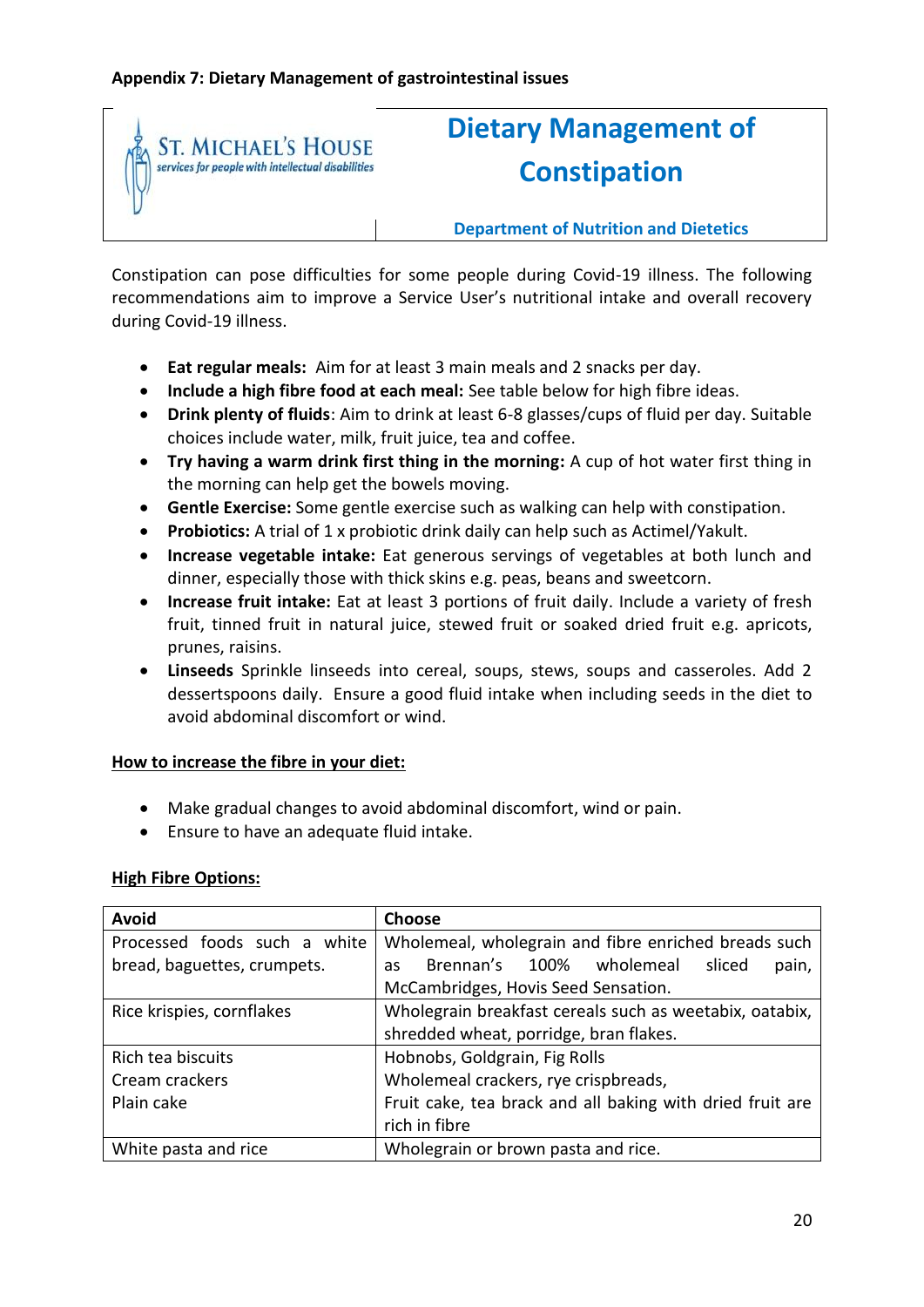**Appendix 7: Dietary Management of gastrointestinal issues**

ST. MICHAEL'S HOUSE
services for people with intellectual disabilities

# Dietary Management of Constipation

**Department of Nutrition and Dietetics**

Constipation can pose difficulties for some people during Covid-19 illness. The following recommendations aim to improve a Service User's nutritional intake and overall recovery during Covid-19 illness.

- **Eat regular meals:** Aim for at least 3 main meals and 2 snacks per day.
- **Include a high fibre food at each meal:** See table below for high fibre ideas.
- **Drink plenty of fluids**: Aim to drink at least 6-8 glasses/cups of fluid per day. Suitable choices include water, milk, fruit juice, tea and coffee.
- **Try having a warm drink first thing in the morning:** A cup of hot water first thing in the morning can help get the bowels moving.
- **Gentle Exercise:** Some gentle exercise such as walking can help with constipation.
- **Probiotics:** A trial of 1 x probiotic drink daily can help such as Actimel/Yakult.
- **Increase vegetable intake:** Eat generous servings of vegetables at both lunch and dinner, especially those with thick skins e.g. peas, beans and sweetcorn.
- **Increase fruit intake:** Eat at least 3 portions of fruit daily. Include a variety of fresh fruit, tinned fruit in natural juice, stewed fruit or soaked dried fruit e.g. apricots, prunes, raisins.
- **Linseeds** Sprinkle linseeds into cereal, soups, stews, soups and casseroles. Add 2 dessertspoons daily. Ensure a good fluid intake when including seeds in the diet to avoid abdominal discomfort or wind.

**How to increase the fibre in your diet:**

- Make gradual changes to avoid abdominal discomfort, wind or pain.
- Ensure to have an adequate fluid intake.

**High Fibre Options:**

| Avoid | Choose |
|---|---|
| Processed foods such a white bread, baguettes, crumpets. | Wholemeal, wholegrain and fibre enriched breads such as Brennan's 100% wholemeal sliced pain, McCambridges, Hovis Seed Sensation. |
| Rice krispies, cornflakes | Wholegrain breakfast cereals such as weetabix, oatabix, shredded wheat, porridge, bran flakes. |
| Rich tea biscuits<br>Cream crackers<br>Plain cake | Hobnobs, Goldgrain, Fig Rolls<br>Wholemeal crackers, rye crispbreads,<br>Fruit cake, tea brack and all baking with dried fruit are rich in fibre |
| White pasta and rice | Wholegrain or brown pasta and rice. |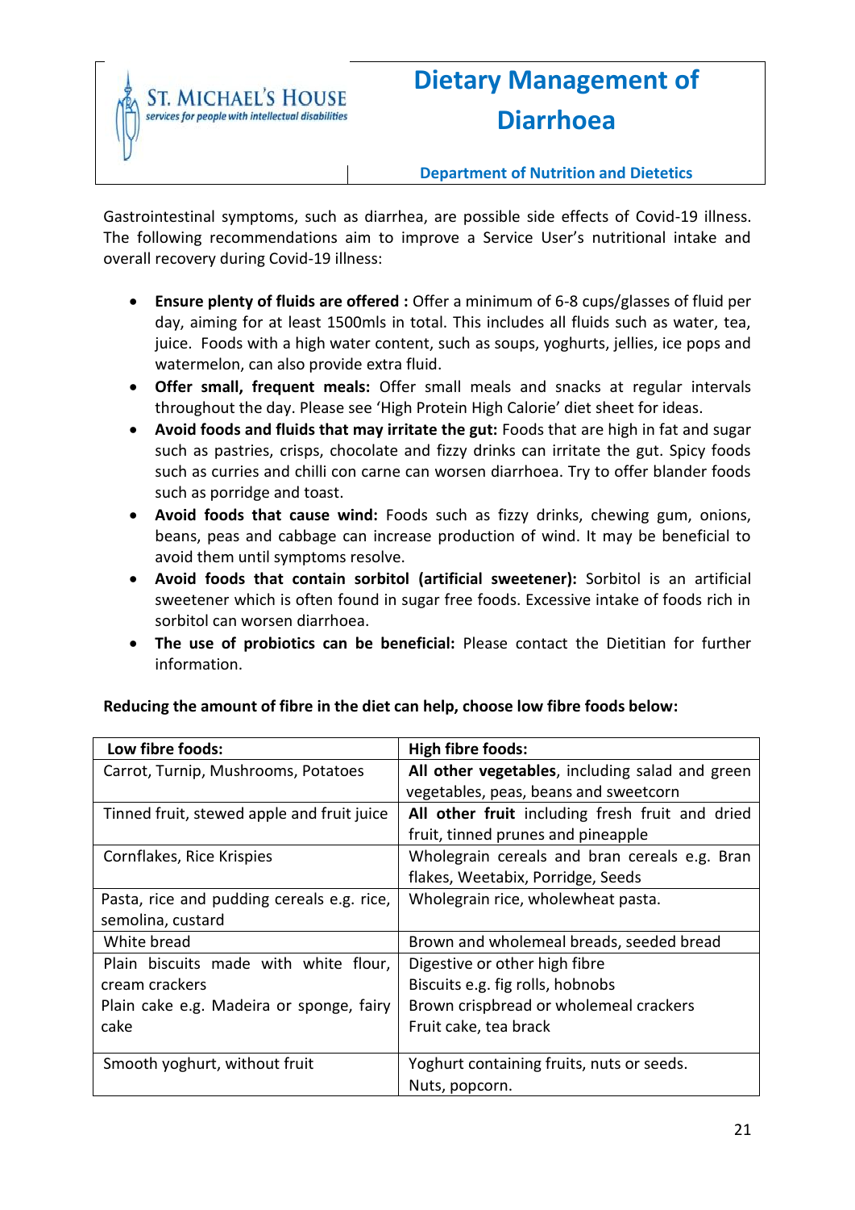ST. MICHAEL'S HOUSE
*services for people with intellectual disabilities*

# Dietary Management of Diarrhoea

**Department of Nutrition and Dietetics**

Gastrointestinal symptoms, such as diarrhea, are possible side effects of Covid-19 illness. The following recommendations aim to improve a Service User's nutritional intake and overall recovery during Covid-19 illness:

- **Ensure plenty of fluids are offered :** Offer a minimum of 6-8 cups/glasses of fluid per day, aiming for at least 1500mls in total. This includes all fluids such as water, tea, juice. Foods with a high water content, such as soups, yoghurts, jellies, ice pops and watermelon, can also provide extra fluid.
- **Offer small, frequent meals:** Offer small meals and snacks at regular intervals throughout the day. Please see 'High Protein High Calorie' diet sheet for ideas.
- **Avoid foods and fluids that may irritate the gut:** Foods that are high in fat and sugar such as pastries, crisps, chocolate and fizzy drinks can irritate the gut. Spicy foods such as curries and chilli con carne can worsen diarrhoea. Try to offer blander foods such as porridge and toast.
- **Avoid foods that cause wind:** Foods such as fizzy drinks, chewing gum, onions, beans, peas and cabbage can increase production of wind. It may be beneficial to avoid them until symptoms resolve.
- **Avoid foods that contain sorbitol (artificial sweetener):** Sorbitol is an artificial sweetener which is often found in sugar free foods. Excessive intake of foods rich in sorbitol can worsen diarrhoea.
- **The use of probiotics can be beneficial:** Please contact the Dietitian for further information.

**Reducing the amount of fibre in the diet can help, choose low fibre foods below:**

| **Low fibre foods:** | **High fibre foods:** |
|---|---|
| Carrot, Turnip, Mushrooms, Potatoes | **All other vegetables**, including salad and green vegetables, peas, beans and sweetcorn |
| Tinned fruit, stewed apple and fruit juice | **All other fruit** including fresh fruit and dried fruit, tinned prunes and pineapple |
| Cornflakes, Rice Krispies | Wholegrain cereals and bran cereals e.g. Bran flakes, Weetabix, Porridge, Seeds |
| Pasta, rice and pudding cereals e.g. rice, semolina, custard | Wholegrain rice, wholewheat pasta. |
| White bread | Brown and wholemeal breads, seeded bread |
| Plain biscuits made with white flour, cream crackers<br>Plain cake e.g. Madeira or sponge, fairy cake | Digestive or other high fibre<br>Biscuits e.g. fig rolls, hobnobs<br>Brown crispbread or wholemeal crackers<br>Fruit cake, tea brack |
| Smooth yoghurt, without fruit | Yoghurt containing fruits, nuts or seeds.<br>Nuts, popcorn. |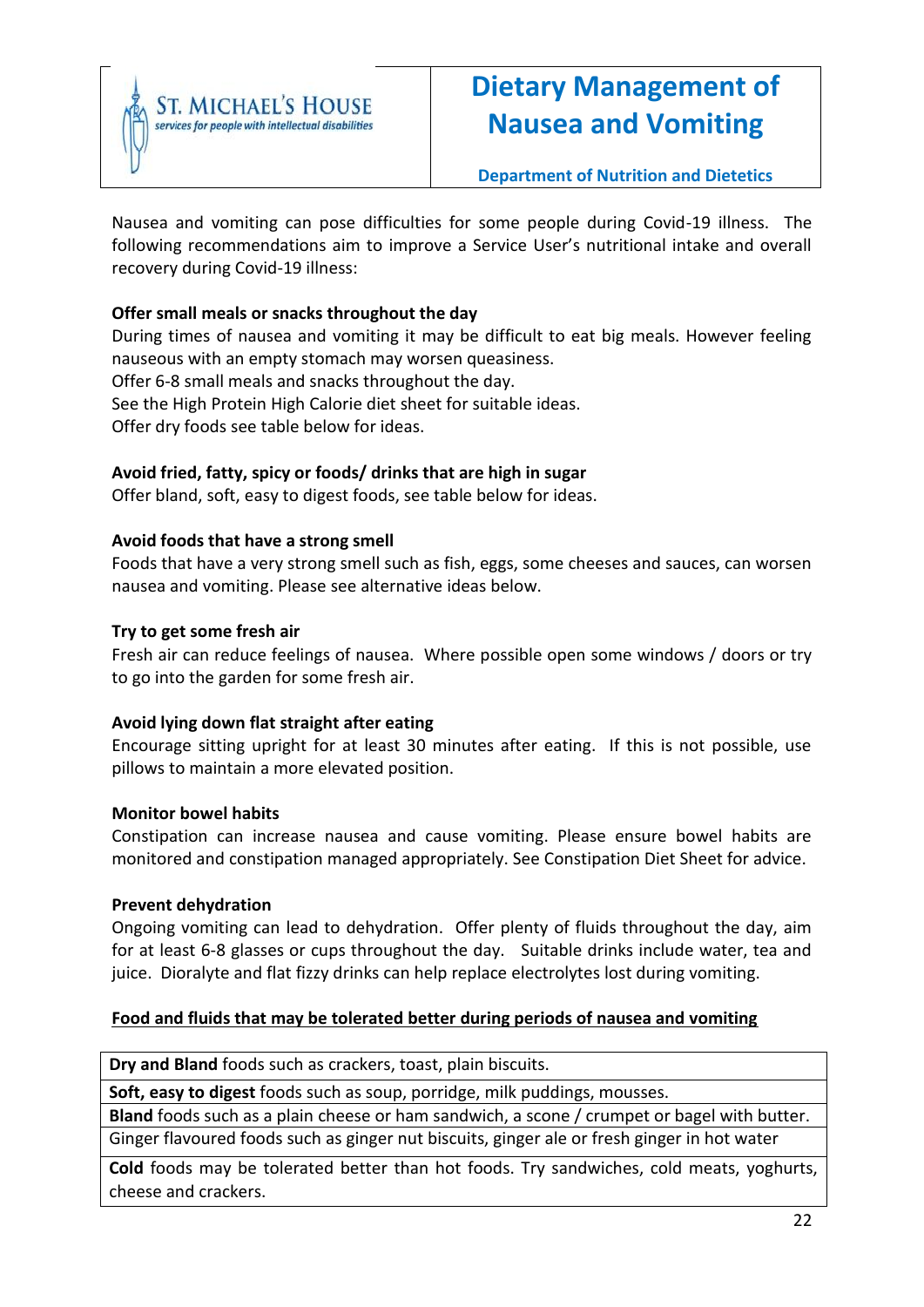ST. MICHAEL'S HOUSE
services for people with intellectual disabilities

# Dietary Management of Nausea and Vomiting

**Department of Nutrition and Dietetics**

Nausea and vomiting can pose difficulties for some people during Covid-19 illness. The following recommendations aim to improve a Service User's nutritional intake and overall recovery during Covid-19 illness:

**Offer small meals or snacks throughout the day**
During times of nausea and vomiting it may be difficult to eat big meals. However feeling nauseous with an empty stomach may worsen queasiness.
Offer 6-8 small meals and snacks throughout the day.
See the High Protein High Calorie diet sheet for suitable ideas.
Offer dry foods see table below for ideas.

**Avoid fried, fatty, spicy or foods/ drinks that are high in sugar**
Offer bland, soft, easy to digest foods, see table below for ideas.

**Avoid foods that have a strong smell**
Foods that have a very strong smell such as fish, eggs, some cheeses and sauces, can worsen nausea and vomiting. Please see alternative ideas below.

**Try to get some fresh air**
Fresh air can reduce feelings of nausea. Where possible open some windows / doors or try to go into the garden for some fresh air.

**Avoid lying down flat straight after eating**
Encourage sitting upright for at least 30 minutes after eating. If this is not possible, use pillows to maintain a more elevated position.

**Monitor bowel habits**
Constipation can increase nausea and cause vomiting. Please ensure bowel habits are monitored and constipation managed appropriately. See Constipation Diet Sheet for advice.

**Prevent dehydration**
Ongoing vomiting can lead to dehydration. Offer plenty of fluids throughout the day, aim for at least 6-8 glasses or cups throughout the day. Suitable drinks include water, tea and juice. Dioralyte and flat fizzy drinks can help replace electrolytes lost during vomiting.

**Food and fluids that may be tolerated better during periods of nausea and vomiting**

| |
|---|
| **Dry and Bland** foods such as crackers, toast, plain biscuits. |
| **Soft, easy to digest** foods such as soup, porridge, milk puddings, mousses. |
| **Bland** foods such as a plain cheese or ham sandwich, a scone / crumpet or bagel with butter. |
| Ginger flavoured foods such as ginger nut biscuits, ginger ale or fresh ginger in hot water |
| **Cold** foods may be tolerated better than hot foods. Try sandwiches, cold meats, yoghurts, cheese and crackers. |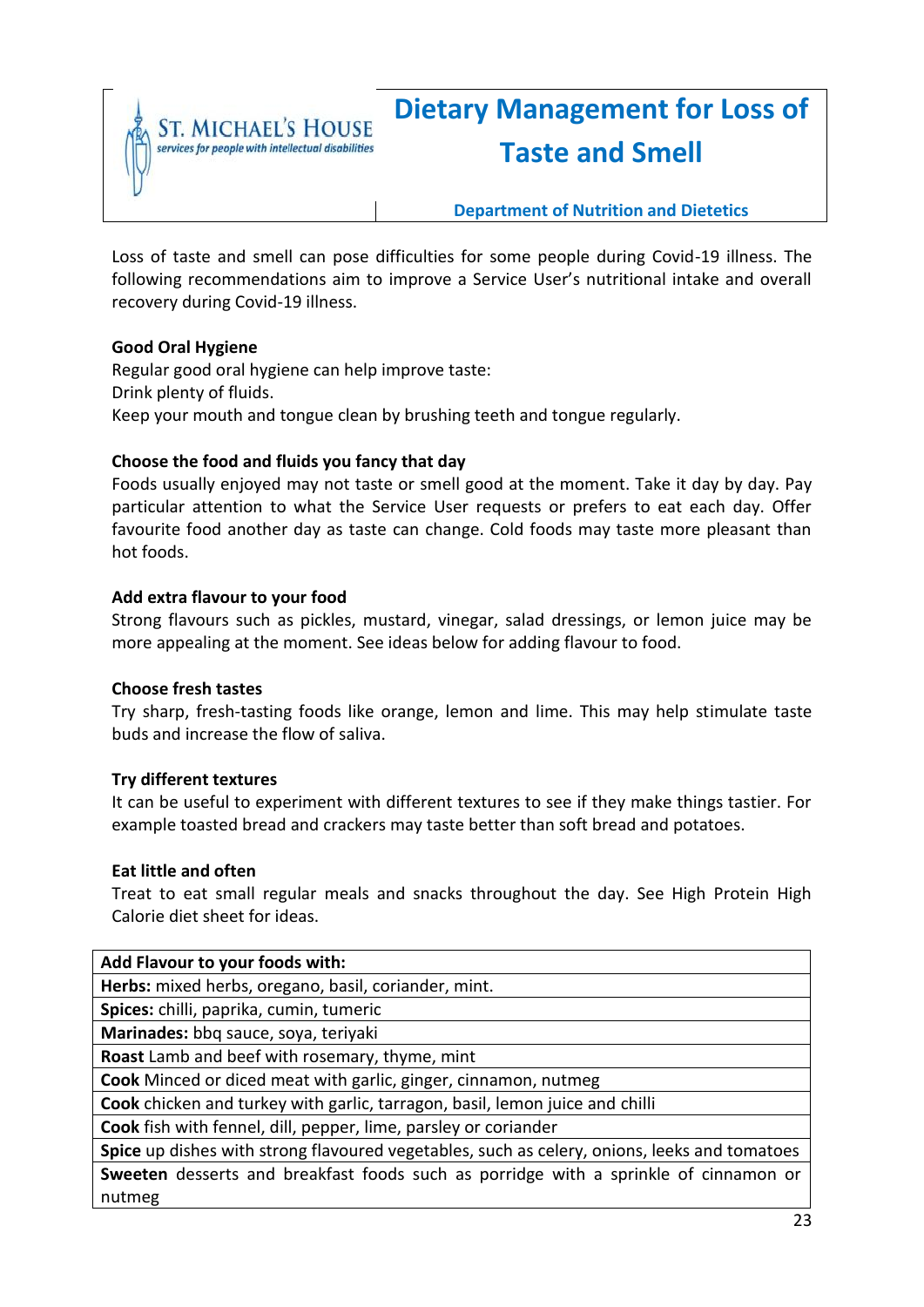ST. MICHAEL'S HOUSE
*services for people with intellectual disabilities*

# Dietary Management for Loss of Taste and Smell

**Department of Nutrition and Dietetics**

Loss of taste and smell can pose difficulties for some people during Covid-19 illness. The following recommendations aim to improve a Service User's nutritional intake and overall recovery during Covid-19 illness.

**Good Oral Hygiene**
Regular good oral hygiene can help improve taste:
Drink plenty of fluids.
Keep your mouth and tongue clean by brushing teeth and tongue regularly.

**Choose the food and fluids you fancy that day**
Foods usually enjoyed may not taste or smell good at the moment. Take it day by day. Pay particular attention to what the Service User requests or prefers to eat each day. Offer favourite food another day as taste can change. Cold foods may taste more pleasant than hot foods.

**Add extra flavour to your food**
Strong flavours such as pickles, mustard, vinegar, salad dressings, or lemon juice may be more appealing at the moment. See ideas below for adding flavour to food.

**Choose fresh tastes**
Try sharp, fresh-tasting foods like orange, lemon and lime. This may help stimulate taste buds and increase the flow of saliva.

**Try different textures**
It can be useful to experiment with different textures to see if they make things tastier. For example toasted bread and crackers may taste better than soft bread and potatoes.

**Eat little and often**
Treat to eat small regular meals and snacks throughout the day. See High Protein High Calorie diet sheet for ideas.

| **Add Flavour to your foods with:** |
|---|
| **Herbs:** mixed herbs, oregano, basil, coriander, mint. |
| **Spices:** chilli, paprika, cumin, tumeric |
| **Marinades:** bbq sauce, soya, teriyaki |
| **Roast** Lamb and beef with rosemary, thyme, mint |
| **Cook** Minced or diced meat with garlic, ginger, cinnamon, nutmeg |
| **Cook** chicken and turkey with garlic, tarragon, basil, lemon juice and chilli |
| **Cook** fish with fennel, dill, pepper, lime, parsley or coriander |
| **Spice** up dishes with strong flavoured vegetables, such as celery, onions, leeks and tomatoes |
| **Sweeten** desserts and breakfast foods such as porridge with a sprinkle of cinnamon or nutmeg |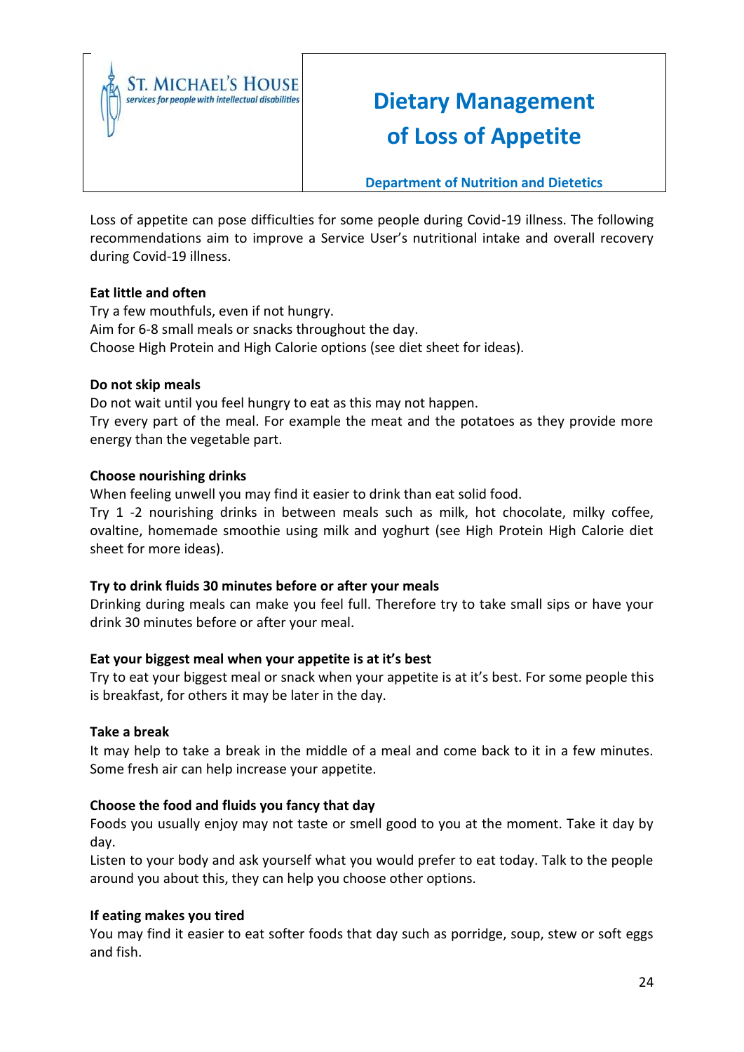ST. MICHAEL'S HOUSE
services for people with intellectual disabilities

# Dietary Management of Loss of Appetite

**Department of Nutrition and Dietetics**

Loss of appetite can pose difficulties for some people during Covid-19 illness. The following recommendations aim to improve a Service User's nutritional intake and overall recovery during Covid-19 illness.

**Eat little and often**
Try a few mouthfuls, even if not hungry.
Aim for 6-8 small meals or snacks throughout the day.
Choose High Protein and High Calorie options (see diet sheet for ideas).

**Do not skip meals**
Do not wait until you feel hungry to eat as this may not happen.
Try every part of the meal. For example the meat and the potatoes as they provide more energy than the vegetable part.

**Choose nourishing drinks**
When feeling unwell you may find it easier to drink than eat solid food.
Try 1 -2 nourishing drinks in between meals such as milk, hot chocolate, milky coffee, ovaltine, homemade smoothie using milk and yoghurt (see High Protein High Calorie diet sheet for more ideas).

**Try to drink fluids 30 minutes before or after your meals**
Drinking during meals can make you feel full. Therefore try to take small sips or have your drink 30 minutes before or after your meal.

**Eat your biggest meal when your appetite is at it's best**
Try to eat your biggest meal or snack when your appetite is at it's best. For some people this is breakfast, for others it may be later in the day.

**Take a break**
It may help to take a break in the middle of a meal and come back to it in a few minutes. Some fresh air can help increase your appetite.

**Choose the food and fluids you fancy that day**
Foods you usually enjoy may not taste or smell good to you at the moment. Take it day by day.
Listen to your body and ask yourself what you would prefer to eat today. Talk to the people around you about this, they can help you choose other options.

**If eating makes you tired**
You may find it easier to eat softer foods that day such as porridge, soup, stew or soft eggs and fish.